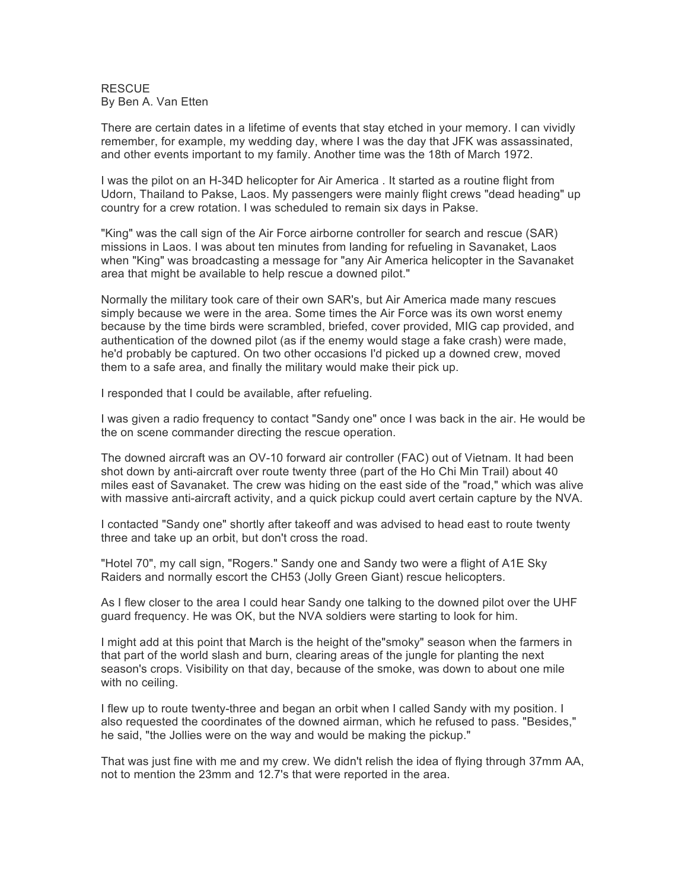RESCUE
By Ben A. Van Etten

There are certain dates in a lifetime of events that stay etched in your memory. I can vividly remember, for example, my wedding day, where I was the day that JFK was assassinated, and other events important to my family. Another time was the 18th of March 1972.

I was the pilot on an H-34D helicopter for Air America . It started as a routine flight from Udorn, Thailand to Pakse, Laos. My passengers were mainly flight crews "dead heading" up country for a crew rotation. I was scheduled to remain six days in Pakse.

"King" was the call sign of the Air Force airborne controller for search and rescue (SAR) missions in Laos. I was about ten minutes from landing for refueling in Savanaket, Laos when "King" was broadcasting a message for "any Air America helicopter in the Savanaket area that might be available to help rescue a downed pilot."

Normally the military took care of their own SAR's, but Air America made many rescues simply because we were in the area. Some times the Air Force was its own worst enemy because by the time birds were scrambled, briefed, cover provided, MIG cap provided, and authentication of the downed pilot (as if the enemy would stage a fake crash) were made, he'd probably be captured. On two other occasions I'd picked up a downed crew, moved them to a safe area, and finally the military would make their pick up.

I responded that I could be available, after refueling.

I was given a radio frequency to contact "Sandy one" once I was back in the air. He would be the on scene commander directing the rescue operation.

The downed aircraft was an OV-10 forward air controller (FAC) out of Vietnam. It had been shot down by anti-aircraft over route twenty three (part of the Ho Chi Min Trail) about 40 miles east of Savanaket. The crew was hiding on the east side of the "road," which was alive with massive anti-aircraft activity, and a quick pickup could avert certain capture by the NVA.

I contacted "Sandy one" shortly after takeoff and was advised to head east to route twenty three and take up an orbit, but don't cross the road.

"Hotel 70", my call sign, "Rogers." Sandy one and Sandy two were a flight of A1E Sky Raiders and normally escort the CH53 (Jolly Green Giant) rescue helicopters.

As I flew closer to the area I could hear Sandy one talking to the downed pilot over the UHF guard frequency. He was OK, but the NVA soldiers were starting to look for him.

I might add at this point that March is the height of the"smoky" season when the farmers in that part of the world slash and burn, clearing areas of the jungle for planting the next season's crops. Visibility on that day, because of the smoke, was down to about one mile with no ceiling.

I flew up to route twenty-three and began an orbit when I called Sandy with my position. I also requested the coordinates of the downed airman, which he refused to pass. "Besides," he said, "the Jollies were on the way and would be making the pickup."

That was just fine with me and my crew. We didn't relish the idea of flying through 37mm AA, not to mention the 23mm and 12.7's that were reported in the area.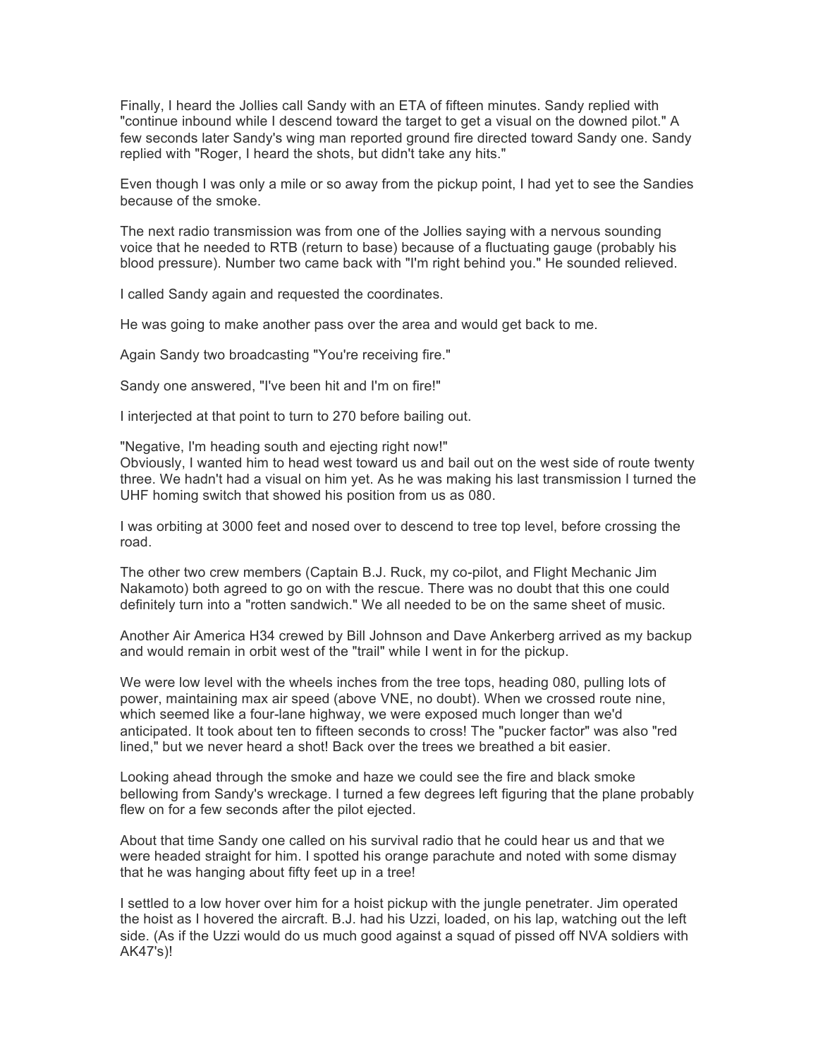Finally, I heard the Jollies call Sandy with an ETA of fifteen minutes. Sandy replied with "continue inbound while I descend toward the target to get a visual on the downed pilot." A few seconds later Sandy's wing man reported ground fire directed toward Sandy one. Sandy replied with "Roger, I heard the shots, but didn't take any hits."

Even though I was only a mile or so away from the pickup point, I had yet to see the Sandies because of the smoke.

The next radio transmission was from one of the Jollies saying with a nervous sounding voice that he needed to RTB (return to base) because of a fluctuating gauge (probably his blood pressure). Number two came back with "I'm right behind you." He sounded relieved.

I called Sandy again and requested the coordinates.

He was going to make another pass over the area and would get back to me.

Again Sandy two broadcasting "You're receiving fire."

Sandy one answered, "I've been hit and I'm on fire!"

I interjected at that point to turn to 270 before bailing out.

"Negative, I'm heading south and ejecting right now!"
Obviously, I wanted him to head west toward us and bail out on the west side of route twenty three. We hadn't had a visual on him yet. As he was making his last transmission I turned the UHF homing switch that showed his position from us as 080.

I was orbiting at 3000 feet and nosed over to descend to tree top level, before crossing the road.

The other two crew members (Captain B.J. Ruck, my co-pilot, and Flight Mechanic Jim Nakamoto) both agreed to go on with the rescue. There was no doubt that this one could definitely turn into a "rotten sandwich." We all needed to be on the same sheet of music.

Another Air America H34 crewed by Bill Johnson and Dave Ankerberg arrived as my backup and would remain in orbit west of the "trail" while I went in for the pickup.

We were low level with the wheels inches from the tree tops, heading 080, pulling lots of power, maintaining max air speed (above VNE, no doubt). When we crossed route nine, which seemed like a four-lane highway, we were exposed much longer than we'd anticipated. It took about ten to fifteen seconds to cross! The "pucker factor" was also "red lined," but we never heard a shot! Back over the trees we breathed a bit easier.

Looking ahead through the smoke and haze we could see the fire and black smoke bellowing from Sandy's wreckage. I turned a few degrees left figuring that the plane probably flew on for a few seconds after the pilot ejected.

About that time Sandy one called on his survival radio that he could hear us and that we were headed straight for him. I spotted his orange parachute and noted with some dismay that he was hanging about fifty feet up in a tree!

I settled to a low hover over him for a hoist pickup with the jungle penetrater. Jim operated the hoist as I hovered the aircraft. B.J. had his Uzzi, loaded, on his lap, watching out the left side. (As if the Uzzi would do us much good against a squad of pissed off NVA soldiers with AK47's)!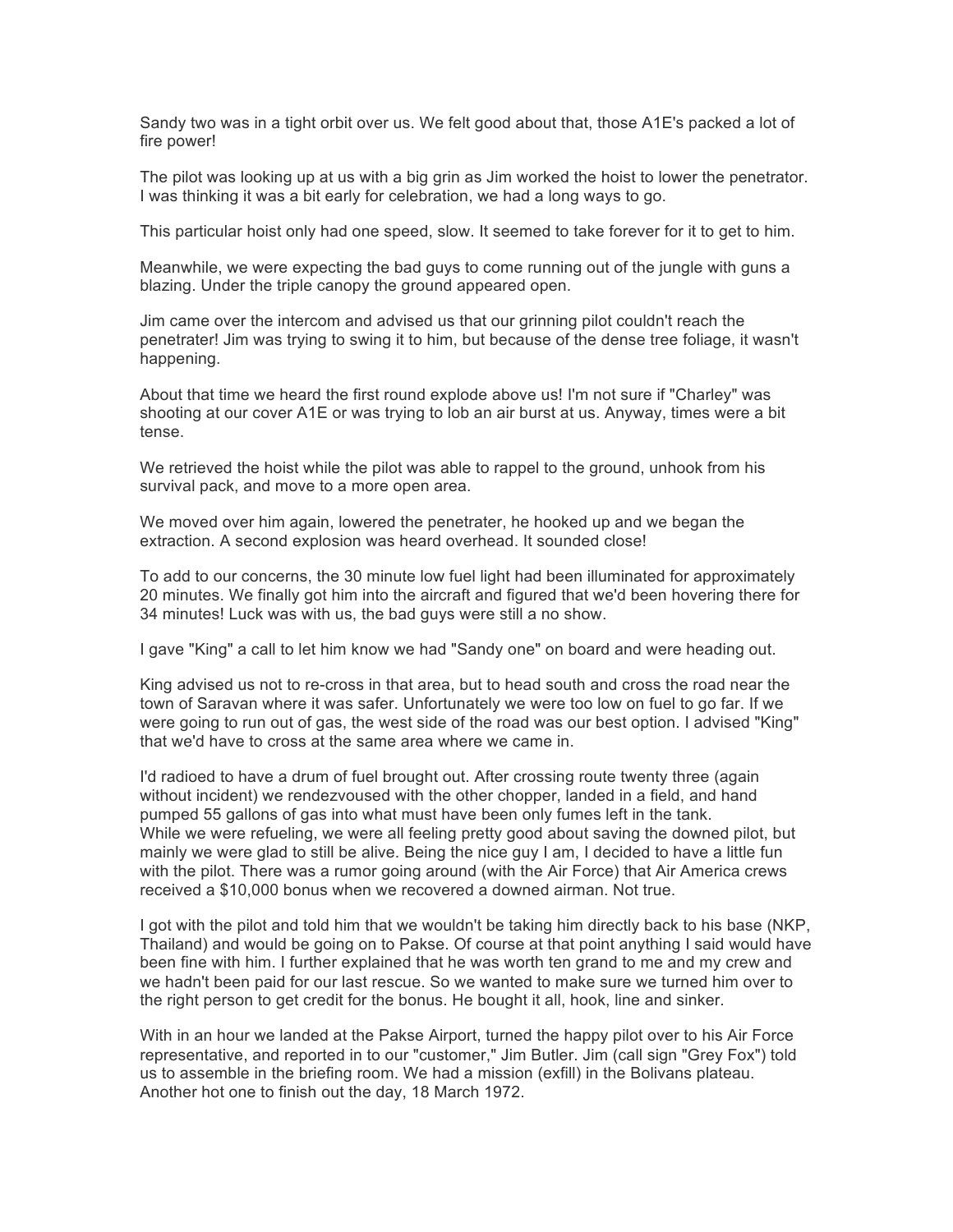Sandy two was in a tight orbit over us. We felt good about that, those A1E's packed a lot of fire power!

The pilot was looking up at us with a big grin as Jim worked the hoist to lower the penetrator. I was thinking it was a bit early for celebration, we had a long ways to go.

This particular hoist only had one speed, slow. It seemed to take forever for it to get to him.

Meanwhile, we were expecting the bad guys to come running out of the jungle with guns a blazing. Under the triple canopy the ground appeared open.

Jim came over the intercom and advised us that our grinning pilot couldn't reach the penetrater! Jim was trying to swing it to him, but because of the dense tree foliage, it wasn't happening.

About that time we heard the first round explode above us! I'm not sure if "Charley" was shooting at our cover A1E or was trying to lob an air burst at us. Anyway, times were a bit tense.

We retrieved the hoist while the pilot was able to rappel to the ground, unhook from his survival pack, and move to a more open area.

We moved over him again, lowered the penetrater, he hooked up and we began the extraction. A second explosion was heard overhead. It sounded close!

To add to our concerns, the 30 minute low fuel light had been illuminated for approximately 20 minutes. We finally got him into the aircraft and figured that we'd been hovering there for 34 minutes! Luck was with us, the bad guys were still a no show.

I gave "King" a call to let him know we had "Sandy one" on board and were heading out.

King advised us not to re-cross in that area, but to head south and cross the road near the town of Saravan where it was safer. Unfortunately we were too low on fuel to go far. If we were going to run out of gas, the west side of the road was our best option. I advised "King" that we'd have to cross at the same area where we came in.

I'd radioed to have a drum of fuel brought out. After crossing route twenty three (again without incident) we rendezvoused with the other chopper, landed in a field, and hand pumped 55 gallons of gas into what must have been only fumes left in the tank.
While we were refueling, we were all feeling pretty good about saving the downed pilot, but mainly we were glad to still be alive. Being the nice guy I am, I decided to have a little fun with the pilot. There was a rumor going around (with the Air Force) that Air America crews received a $10,000 bonus when we recovered a downed airman. Not true.

I got with the pilot and told him that we wouldn't be taking him directly back to his base (NKP, Thailand) and would be going on to Pakse. Of course at that point anything I said would have been fine with him. I further explained that he was worth ten grand to me and my crew and we hadn't been paid for our last rescue. So we wanted to make sure we turned him over to the right person to get credit for the bonus. He bought it all, hook, line and sinker.

With in an hour we landed at the Pakse Airport, turned the happy pilot over to his Air Force representative, and reported in to our "customer," Jim Butler. Jim (call sign "Grey Fox") told us to assemble in the briefing room. We had a mission (exfill) in the Bolivans plateau. Another hot one to finish out the day, 18 March 1972.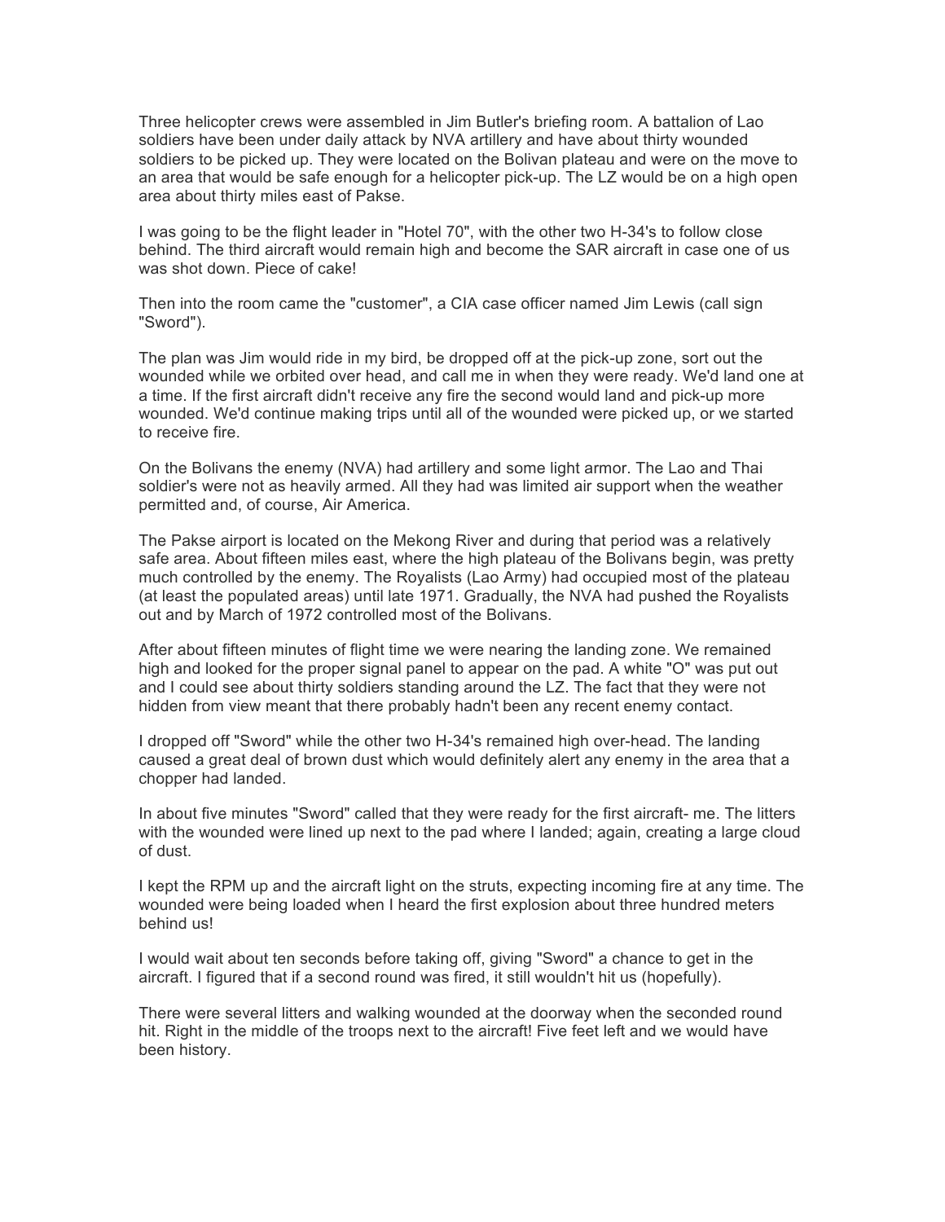Three helicopter crews were assembled in Jim Butler's briefing room. A battalion of Lao soldiers have been under daily attack by NVA artillery and have about thirty wounded soldiers to be picked up. They were located on the Bolivan plateau and were on the move to an area that would be safe enough for a helicopter pick-up. The LZ would be on a high open area about thirty miles east of Pakse.

I was going to be the flight leader in "Hotel 70", with the other two H-34's to follow close behind. The third aircraft would remain high and become the SAR aircraft in case one of us was shot down. Piece of cake!

Then into the room came the "customer", a CIA case officer named Jim Lewis (call sign "Sword").

The plan was Jim would ride in my bird, be dropped off at the pick-up zone, sort out the wounded while we orbited over head, and call me in when they were ready. We'd land one at a time. If the first aircraft didn't receive any fire the second would land and pick-up more wounded. We'd continue making trips until all of the wounded were picked up, or we started to receive fire.

On the Bolivans the enemy (NVA) had artillery and some light armor. The Lao and Thai soldier's were not as heavily armed. All they had was limited air support when the weather permitted and, of course, Air America.

The Pakse airport is located on the Mekong River and during that period was a relatively safe area. About fifteen miles east, where the high plateau of the Bolivans begin, was pretty much controlled by the enemy. The Royalists (Lao Army) had occupied most of the plateau (at least the populated areas) until late 1971. Gradually, the NVA had pushed the Royalists out and by March of 1972 controlled most of the Bolivans.

After about fifteen minutes of flight time we were nearing the landing zone. We remained high and looked for the proper signal panel to appear on the pad. A white "O" was put out and I could see about thirty soldiers standing around the LZ. The fact that they were not hidden from view meant that there probably hadn't been any recent enemy contact.

I dropped off "Sword" while the other two H-34's remained high over-head. The landing caused a great deal of brown dust which would definitely alert any enemy in the area that a chopper had landed.

In about five minutes "Sword" called that they were ready for the first aircraft- me. The litters with the wounded were lined up next to the pad where I landed; again, creating a large cloud of dust.

I kept the RPM up and the aircraft light on the struts, expecting incoming fire at any time. The wounded were being loaded when I heard the first explosion about three hundred meters behind us!

I would wait about ten seconds before taking off, giving "Sword" a chance to get in the aircraft. I figured that if a second round was fired, it still wouldn't hit us (hopefully).

There were several litters and walking wounded at the doorway when the seconded round hit. Right in the middle of the troops next to the aircraft! Five feet left and we would have been history.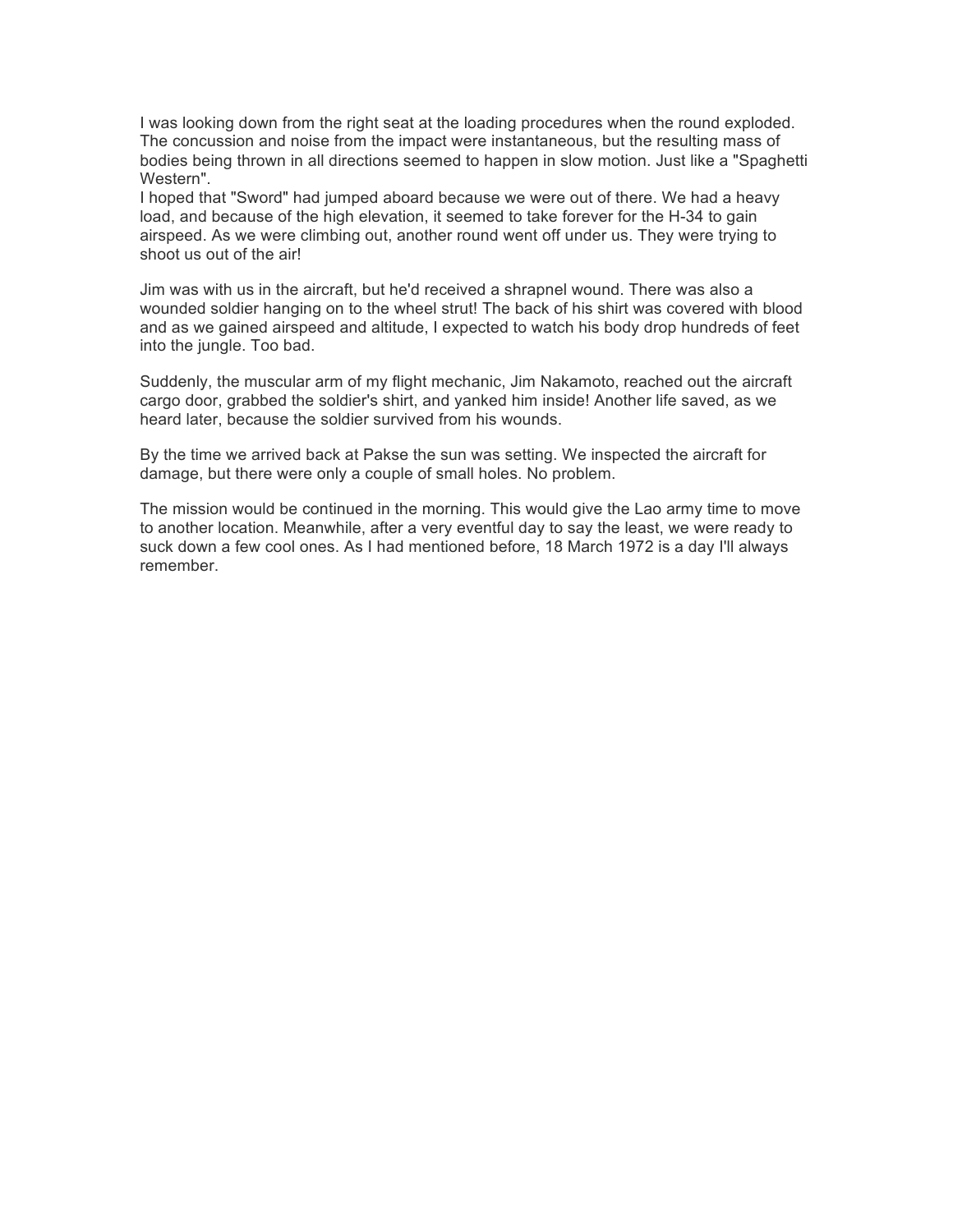I was looking down from the right seat at the loading procedures when the round exploded. The concussion and noise from the impact were instantaneous, but the resulting mass of bodies being thrown in all directions seemed to happen in slow motion. Just like a "Spaghetti Western".
I hoped that "Sword" had jumped aboard because we were out of there. We had a heavy load, and because of the high elevation, it seemed to take forever for the H-34 to gain airspeed. As we were climbing out, another round went off under us. They were trying to shoot us out of the air!

Jim was with us in the aircraft, but he'd received a shrapnel wound. There was also a wounded soldier hanging on to the wheel strut! The back of his shirt was covered with blood and as we gained airspeed and altitude, I expected to watch his body drop hundreds of feet into the jungle. Too bad.

Suddenly, the muscular arm of my flight mechanic, Jim Nakamoto, reached out the aircraft cargo door, grabbed the soldier's shirt, and yanked him inside! Another life saved, as we heard later, because the soldier survived from his wounds.

By the time we arrived back at Pakse the sun was setting. We inspected the aircraft for damage, but there were only a couple of small holes. No problem.

The mission would be continued in the morning. This would give the Lao army time to move to another location. Meanwhile, after a very eventful day to say the least, we were ready to suck down a few cool ones. As I had mentioned before, 18 March 1972 is a day I'll always remember.